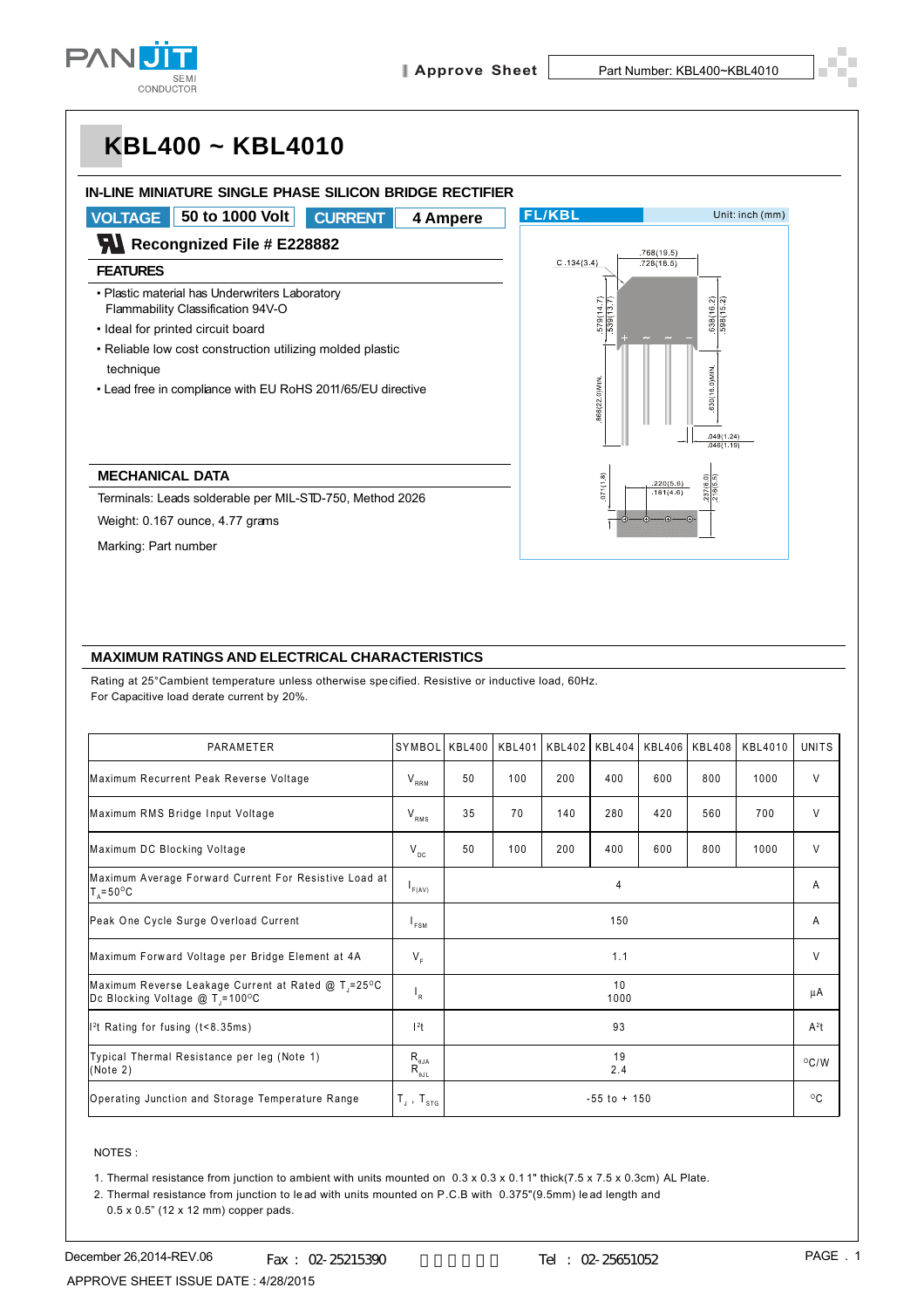# KBL400 ~ KBL4010

**IN-LINE MINIATURE SINGLE PHASE SILICON BRIDGE RECTIFIER**

**VOLTAGE** 50 to 1000 Volt **CURRENT** 4 Ampere

**Recongnized File # E228882**

## FEATURES

- Plastic material has Underwriters Laboratory Flammability Classification 94V-O
- Ideal for printed circuit board
- Reliable low cost construction utilizing molded plastic technique
- Lead free in compliance with EU RoHS 2011/65/EU directive

## MECHANICAL DATA

Terminals: Leads solderable per MIL-STD-750, Method 2026

Weight: 0.167 ounce, 4.77 grams

Marking: Part number

FL/KBL Unit: inch (mm)

## MAXIMUM RATINGS AND ELECTRICAL CHARACTERISTICS

Rating at 25°C ambient temperature unless otherwise specified. Resistive or inductive load, 60Hz.
For Capacitive load derate current by 20%.

| PARAMETER | SYMBOL | KBL400 | KBL401 | KBL402 | KBL404 | KBL406 | KBL408 | KBL4010 | UNITS |
|---|---|---|---|---|---|---|---|---|---|
| Maximum Recurrent Peak Reverse Voltage | $V_{RRM}$ | 50 | 100 | 200 | 400 | 600 | 800 | 1000 | V |
| Maximum RMS Bridge Input Voltage | $V_{RMS}$ | 35 | 70 | 140 | 280 | 420 | 560 | 700 | V |
| Maximum DC Blocking Voltage | $V_{DC}$ | 50 | 100 | 200 | 400 | 600 | 800 | 1000 | V |
| Maximum Average Forward Current For Resistive Load at $T_A$=50°C | $I_{F(AV)}$ | 4 | | | | | | | A |
| Peak One Cycle Surge Overload Current | $I_{FSM}$ | 150 | | | | | | | A |
| Maximum Forward Voltage per Bridge Element at 4A | $V_F$ | 1.1 | | | | | | | V |
| Maximum Reverse Leakage Current at Rated @ $T_J$=25°C<br>Dc Blocking Voltage @ $T_J$=100°C | $I_R$ | 10<br>1000 | | | | | | | µA |
| $I^2t$ Rating for fusing (t<8.35ms) | $I^2t$ | 93 | | | | | | | $A^2t$ |
| Typical Thermal Resistance per leg (Note 1)<br>(Note 2) | $R_{\theta JA}$<br>$R_{\theta JL}$ | 19<br>2.4 | | | | | | | °C/W |
| Operating Junction and Storage Temperature Range | $T_J$ , $T_{STG}$ | -55 to + 150 | | | | | | | °C |

NOTES :

1. Thermal resistance from junction to ambient with units mounted on 0.3 x 0.3 x 0.11" thick(7.5 x 7.5 x 0.3cm) AL Plate.
2. Thermal resistance from junction to lead with units mounted on P.C.B with 0.375"(9.5mm) lead length and 0.5 x 0.5" (12 x 12 mm) copper pads.

December 26,2014-REV.06 Fax : 02-25215390 Tel : 02-25651052

APPROVE SHEET ISSUE DATE : 4/28/2015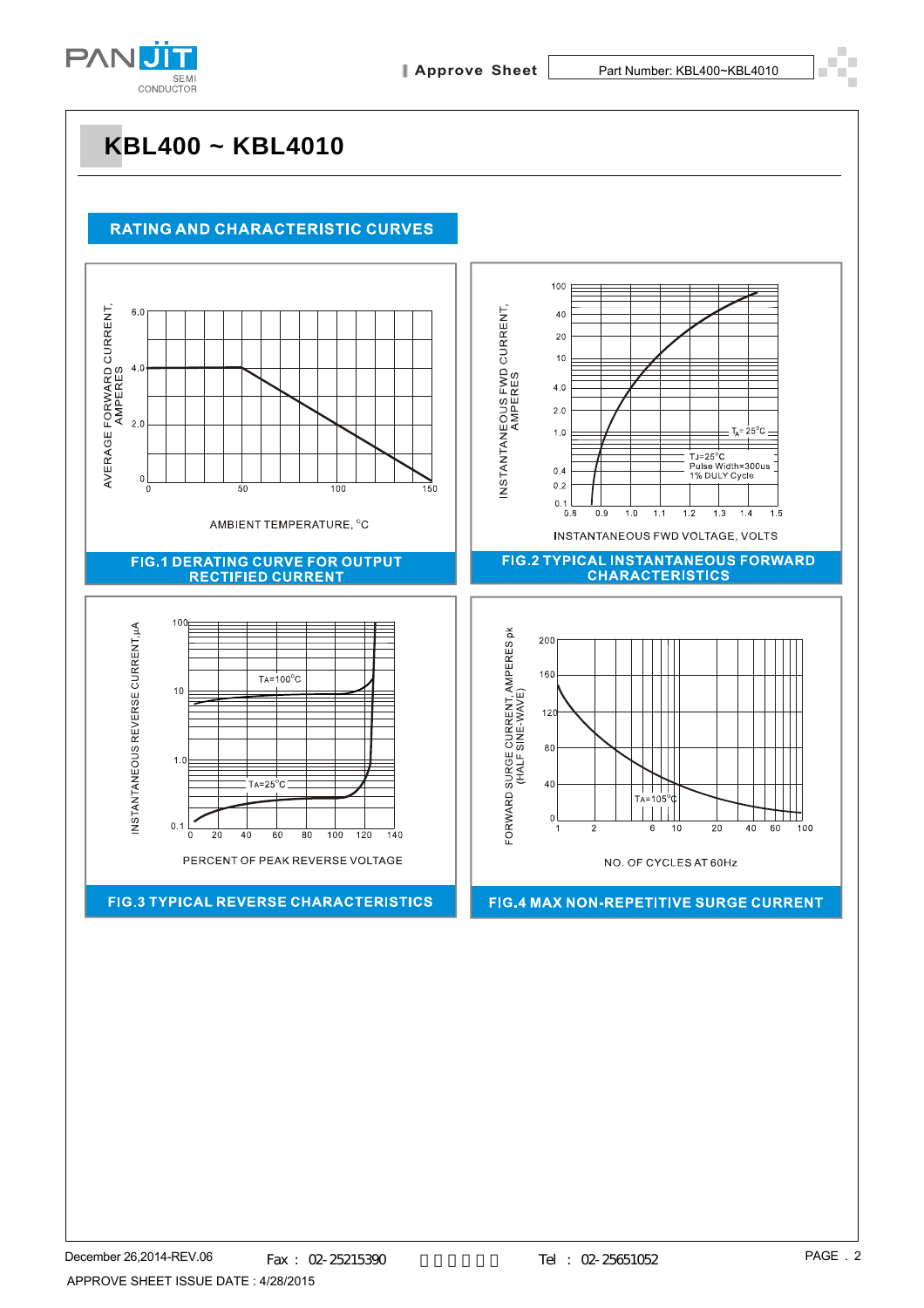# KBL400 ~ KBL4010

## RATING AND CHARACTERISTIC CURVES

AVERAGE FORWARD CURRENT, AMPERES

6.0
4.0
2.0
0

0
50
100
150

AMBIENT TEMPERATURE, °C

FIG.1 DERATING CURVE FOR OUTPUT RECTIFIED CURRENT

INSTANTANEOUS FWD CURRENT, AMPERES

100
40
20
10
4.0
2.0
1.0
0.4
0.2
0.1

0.8
0.9
1.0
1.1
1.2
1.3
1.4
1.5

$T_A$ = 25°C

TJ=25°C
Pulse Width=300us
1% DULY Cycle

INSTANTANEOUS FWD VOLTAGE, VOLTS

FIG.2 TYPICAL INSTANTANEOUS FORWARD CHARACTERISTICS

INSTANTANEOUS REVERSE CURRENT,μA

100
10
1.0
0.1

0
20
40
60
80
100
120
140

TA=100°C

TA=25°C

PERCENT OF PEAK REVERSE VOLTAGE

FIG.3 TYPICAL REVERSE CHARACTERISTICS

FORWARD SURGE CURRENT, AMPERES pk (HALF SINE-WAVE)

200
160
120
80
40
0

1
2
6
10
20
40
60
100

TA=105°C

NO. OF CYCLES AT 60Hz

FIG.4 MAX NON-REPETITIVE SURGE CURRENT